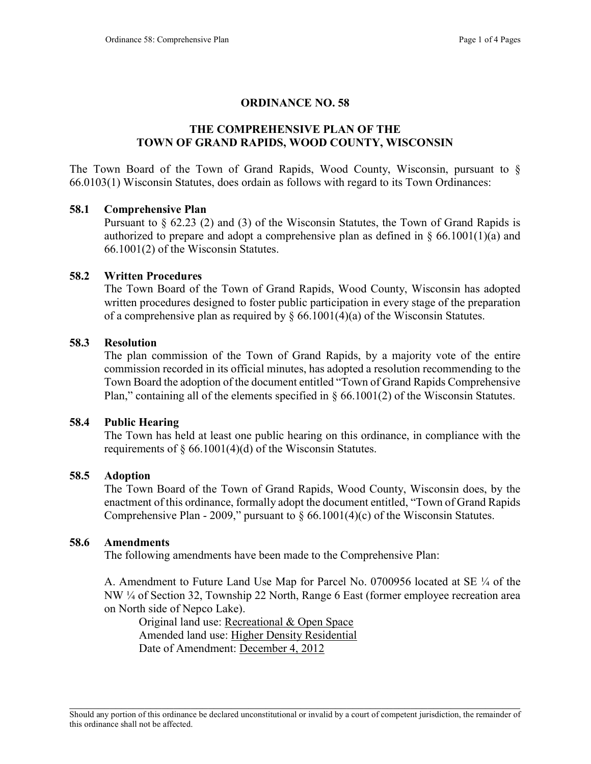# ORDINANCE NO. 58

## THE COMPREHENSIVE PLAN OF THE TOWN OF GRAND RAPIDS, WOOD COUNTY, WISCONSIN

The Town Board of the Town of Grand Rapids, Wood County, Wisconsin, pursuant to § 66.0103(1) Wisconsin Statutes, does ordain as follows with regard to its Town Ordinances:

### 58.1 Comprehensive Plan

Pursuant to § 62.23 (2) and (3) of the Wisconsin Statutes, the Town of Grand Rapids is authorized to prepare and adopt a comprehensive plan as defined in § 66.1001(1)(a) and 66.1001(2) of the Wisconsin Statutes.

### 58.2 Written Procedures

The Town Board of the Town of Grand Rapids, Wood County, Wisconsin has adopted written procedures designed to foster public participation in every stage of the preparation of a comprehensive plan as required by § 66.1001(4)(a) of the Wisconsin Statutes.

### 58.3 Resolution

The plan commission of the Town of Grand Rapids, by a majority vote of the entire commission recorded in its official minutes, has adopted a resolution recommending to the Town Board the adoption of the document entitled "Town of Grand Rapids Comprehensive Plan," containing all of the elements specified in § 66.1001(2) of the Wisconsin Statutes.

### 58.4 Public Hearing

The Town has held at least one public hearing on this ordinance, in compliance with the requirements of § 66.1001(4)(d) of the Wisconsin Statutes.

### 58.5 Adoption

The Town Board of the Town of Grand Rapids, Wood County, Wisconsin does, by the enactment of this ordinance, formally adopt the document entitled, "Town of Grand Rapids Comprehensive Plan - 2009," pursuant to § 66.1001(4)(c) of the Wisconsin Statutes.

### 58.6 Amendments

The following amendments have been made to the Comprehensive Plan:

A. Amendment to Future Land Use Map for Parcel No. 0700956 located at SE ¼ of the NW ¼ of Section 32, Township 22 North, Range 6 East (former employee recreation area on North side of Nepco Lake).

Original land use: Recreational & Open Space
Amended land use: Higher Density Residential
Date of Amendment: December 4, 2012

---

Should any portion of this ordinance be declared unconstitutional or invalid by a court of competent jurisdiction, the remainder of this ordinance shall not be affected.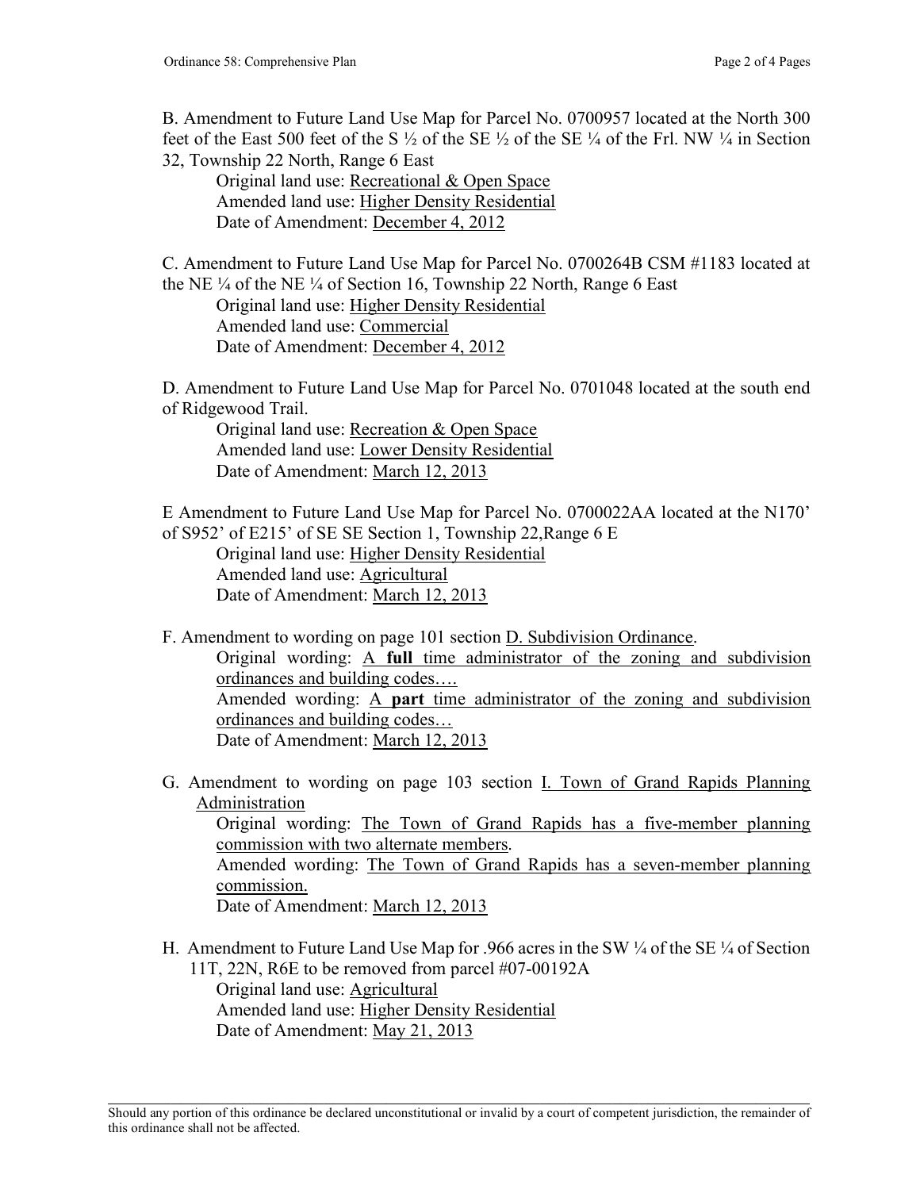B. Amendment to Future Land Use Map for Parcel No. 0700957 located at the North 300 feet of the East 500 feet of the S ½ of the SE ½ of the SE ¼ of the Frl. NW ¼ in Section 32, Township 22 North, Range 6 East

Original land use: Recreational & Open Space
Amended land use: Higher Density Residential
Date of Amendment: December 4, 2012

C. Amendment to Future Land Use Map for Parcel No. 0700264B CSM #1183 located at the NE ¼ of the NE ¼ of Section 16, Township 22 North, Range 6 East

Original land use: Higher Density Residential
Amended land use: Commercial
Date of Amendment: December 4, 2012

D. Amendment to Future Land Use Map for Parcel No. 0701048 located at the south end of Ridgewood Trail.

Original land use: Recreation & Open Space
Amended land use: Lower Density Residential
Date of Amendment: March 12, 2013

E Amendment to Future Land Use Map for Parcel No. 0700022AA located at the N170' of S952' of E215' of SE SE Section 1, Township 22,Range 6 E

Original land use: Higher Density Residential
Amended land use: Agricultural
Date of Amendment: March 12, 2013

F. Amendment to wording on page 101 section D. Subdivision Ordinance.

Original wording: A **full** time administrator of the zoning and subdivision ordinances and building codes….
Amended wording: A **part** time administrator of the zoning and subdivision ordinances and building codes…
Date of Amendment: March 12, 2013

G. Amendment to wording on page 103 section I. Town of Grand Rapids Planning Administration

Original wording: The Town of Grand Rapids has a five-member planning commission with two alternate members.
Amended wording: The Town of Grand Rapids has a seven-member planning commission.
Date of Amendment: March 12, 2013

H. Amendment to Future Land Use Map for .966 acres in the SW ¼ of the SE ¼ of Section 11T, 22N, R6E to be removed from parcel #07-00192A

Original land use: Agricultural
Amended land use: Higher Density Residential
Date of Amendment: May 21, 2013

Should any portion of this ordinance be declared unconstitutional or invalid by a court of competent jurisdiction, the remainder of this ordinance shall not be affected.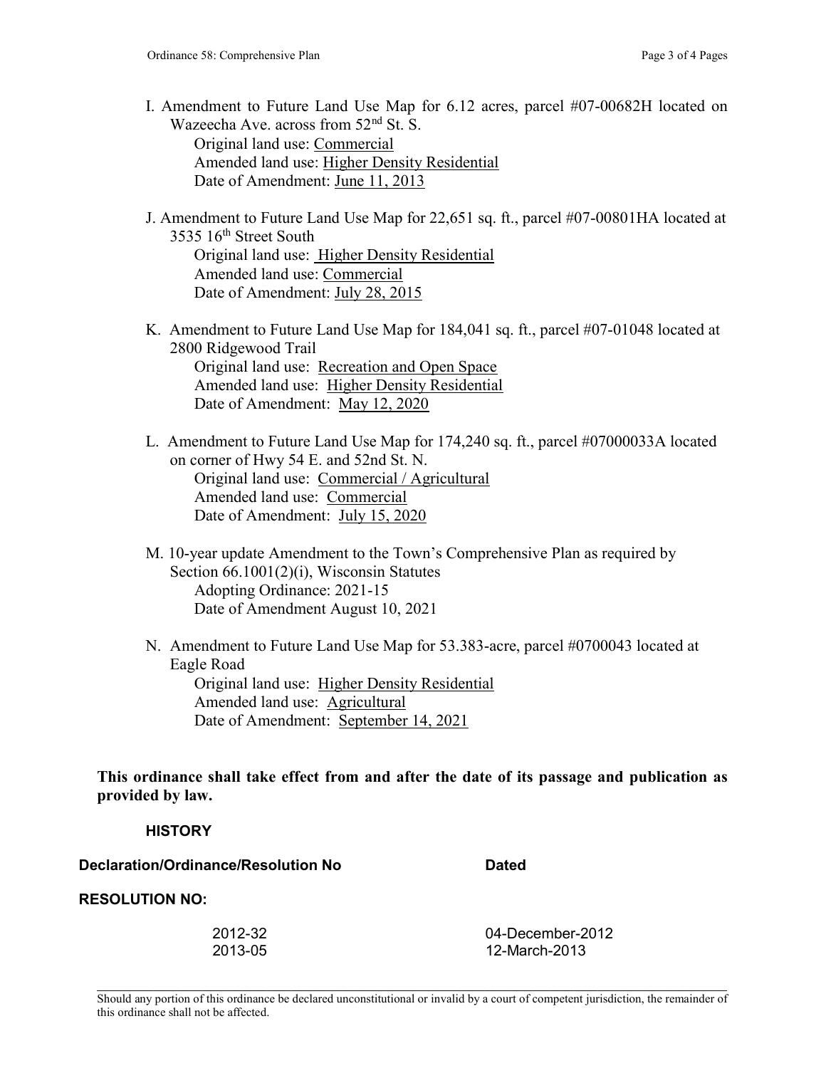I. Amendment to Future Land Use Map for 6.12 acres, parcel #07-00682H located on Wazeecha Ave. across from 52nd St. S.
   Original land use: Commercial
   Amended land use: Higher Density Residential
   Date of Amendment: June 11, 2013

J. Amendment to Future Land Use Map for 22,651 sq. ft., parcel #07-00801HA located at 3535 16th Street South
   Original land use: Higher Density Residential
   Amended land use: Commercial
   Date of Amendment: July 28, 2015

K. Amendment to Future Land Use Map for 184,041 sq. ft., parcel #07-01048 located at 2800 Ridgewood Trail
   Original land use: Recreation and Open Space
   Amended land use: Higher Density Residential
   Date of Amendment: May 12, 2020

L. Amendment to Future Land Use Map for 174,240 sq. ft., parcel #07000033A located on corner of Hwy 54 E. and 52nd St. N.
   Original land use: Commercial / Agricultural
   Amended land use: Commercial
   Date of Amendment: July 15, 2020

M. 10-year update Amendment to the Town's Comprehensive Plan as required by Section 66.1001(2)(i), Wisconsin Statutes
   Adopting Ordinance: 2021-15
   Date of Amendment August 10, 2021

N. Amendment to Future Land Use Map for 53.383-acre, parcel #0700043 located at Eagle Road
   Original land use: Higher Density Residential
   Amended land use: Agricultural
   Date of Amendment: September 14, 2021

**This ordinance shall take effect from and after the date of its passage and publication as provided by law.**

**HISTORY**

| Declaration/Ordinance/Resolution No | Dated |
|---|---|
| **RESOLUTION NO:** | |
| 2012-32 | 04-December-2012 |
| 2013-05 | 12-March-2013 |

Should any portion of this ordinance be declared unconstitutional or invalid by a court of competent jurisdiction, the remainder of this ordinance shall not be affected.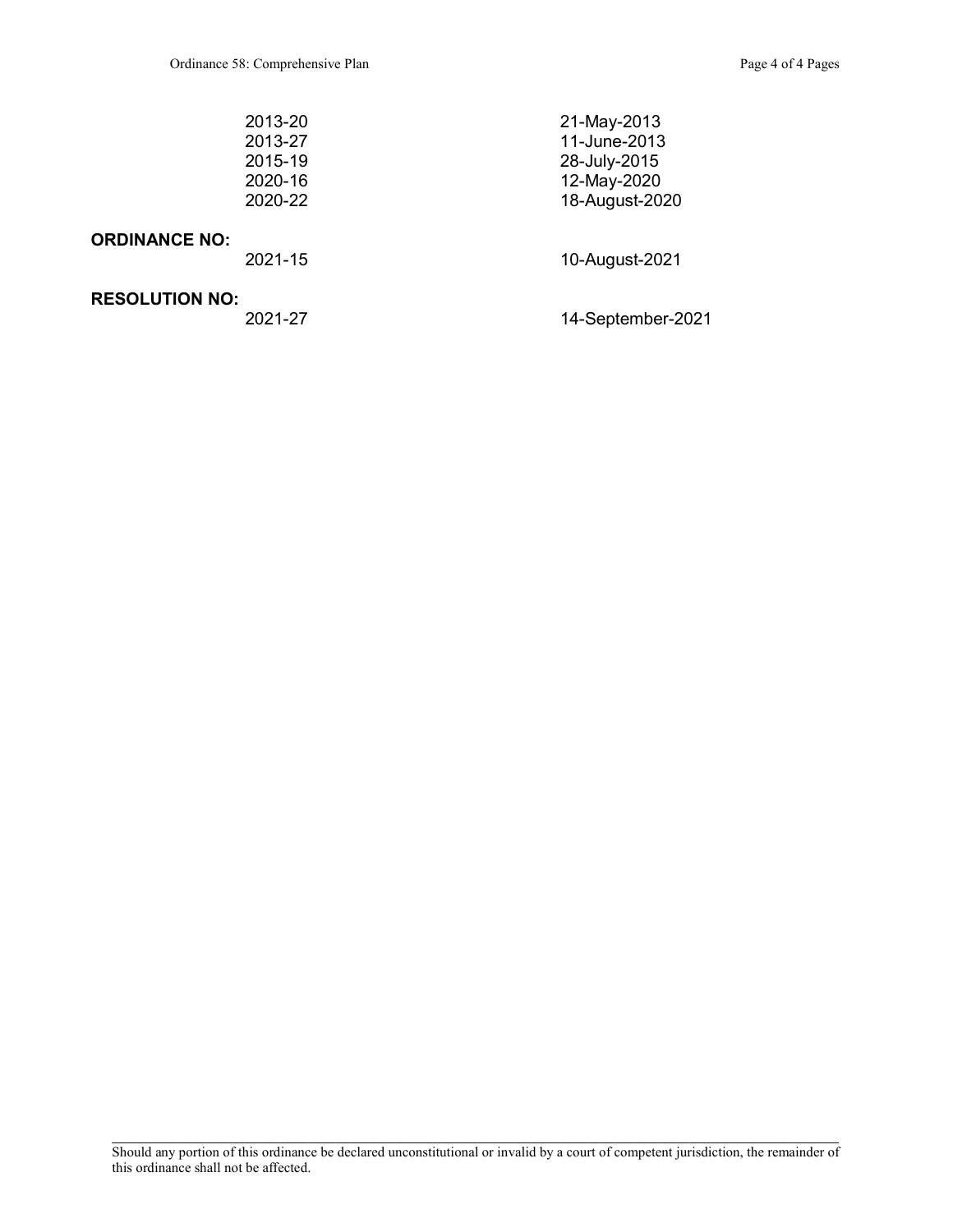| | | |
|---|---|---|
| | 2013-20 | 21-May-2013 |
| | 2013-27 | 11-June-2013 |
| | 2015-19 | 28-July-2015 |
| | 2020-16 | 12-May-2020 |
| | 2020-22 | 18-August-2020 |
| **ORDINANCE NO:** | | |
| | 2021-15 | 10-August-2021 |
| **RESOLUTION NO:** | | |
| | 2021-27 | 14-September-2021 |

Should any portion of this ordinance be declared unconstitutional or invalid by a court of competent jurisdiction, the remainder of this ordinance shall not be affected.